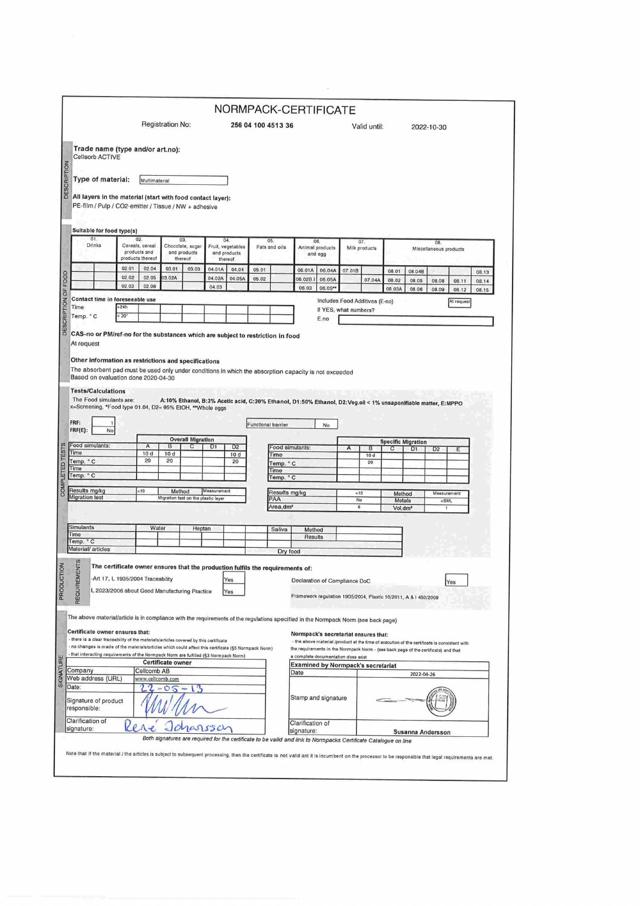# NORMPACK-CERTIFICATE

Registration No: **256 04 100 4513 36** Valid until: 2022-10-30

## DESCRIPTION

**Trade name (type and/or art.no):**
Cellsorb ACTIVE

**Type of material:** Multimaterial

**All layers in the material (start with food contact layer):**
PE-film / Pulp / CO2-emitter / Tissue / NW + adhesive

## DESCRIPTION OF FOOD

**Suitable for food type(s)**

| 01. Drinks | | 02. Cereals, cereal products and products thereof | | 03. Chocolate, sugar and products thereof | | 04. Fruit, vegetables and products thereof | | 05. Fats and oils | | 06. Animal products and egg | | 07. Milk products | | 08. Miscellaneous products | | | | |
|---|---|---|---|---|---|---|---|---|---|---|---|---|---|---|---|---|---|---|
| | | 02.01 | 02.04 | 03.01 | 03.03 | 04.01A | 04.04 | 05.01 | | 06.01A | 06.04A | 07.01B | | 08.01 | 08.04B | - | | 08.13 |
| | | 02.02 | 02.05 | 03.02A | | 04.02A | 04.05A | 05.02 | | 06.02B.I | 06.05A | | 07.04A | 08.02 | 08.05 | 08.08 | 08.11 | 08.14 |
| | | 02.03 | 02.06 | | | 04.03 | | | | 06.03 | 06.05** | | | 08.03A | 08.06 | 08.09 | 08.12 | 08.15 |

**Contact time in foreseeable use**

| Time | >24h | | | | | | | | |
|---|---|---|---|---|---|---|---|---|---|
| Temp. ° C | < 20° | | | | | | | | |

Includes Food Additives (E-no) At request
If YES, what numbers?
E.no

**CAS-no or PM/ref-no for the substances which are subject to restriction in food**
At request

**Other information as restrictions and specifications**
The absorbent pad must be used only under conditions in which the absorption capacity is not exceeded
Based on evaluation done 2020-04-30

## COMPLETED TESTS

**Tests/Calculations**
The Food simulants are: **A:10% Ethanol, B:3% Acetic acid, C:20% Ethanol, D1:50% Ethanol, D2:Veg.oil < 1% unsaponifiable matter, E:MPPO**
x=Screening, *Food type 01.04, D2= 95% EtOH, **Whole eggs

FRF: 1
FRF(E): No

Functional barrier: No

**Overall Migration**

| Food simulants: | A | B | C | D1 | D2 |
|---|---|---|---|---|---|
| Time | 10 d | 10 d | | | 10 d |
| Temp. ° C | 20 | 20 | | | 20 |
| Time | | | | | |
| Temp. ° C | | | | | |

| Results mg/kg | <10 | Method | Measurement |
|---|---|---|---|
| Migration test | | Migration test on the plastic layer | |

**Specific Migration**

| Food simulants: | A | B | C | D1 | D2 | E |
|---|---|---|---|---|---|---|
| Time | | 10 d | | | | |
| Temp. ° C | | 20 | | | | |
| Time | | | | | | |
| Temp. ° C | | | | | | |

| Results mg/kg | <10 | Method | Measurement |
|---|---|---|---|
| PAA | No | Metals | <SML |
| Area,dm² | 6 | Vol,dm³ | 1 |

| Simulants | Water | | Heptan | | | Saliva | Method | |
|---|---|---|---|---|---|---|---|---|
| Time | | | | | | | Results | |
| Temp. ° C | | | | | | | | |
| Material/ articles | | | | | | Dry food | | |

## PRODUCTION REQUIREMENTS

**The certificate owner ensures that the production fulfils the requirements of:**

- Art 17, L 1935/2004 Traceability: Yes
- L 2023/2006 about Good Manufacturing Practice: Yes

Declaration of Compliance DoC: Yes
Framework regulation 1935/2004, Plastic 10/2011, A & I 450/2009

## SIGNATURE

The above material/article is in compliance with the requirements of the regulations specified in the Normpack Norm (see back page)

**Certificate owner ensures that:**
- there is a clear traceability of the materials/articles covered by this certificate
- no changes is made of the materials/articles which could affect this certificate (§5 Normpack Norm)
- that interacting requirements of the Normpack Norm are fulfilled (§3 Normpack Norm)

**Normpack's secretariat ensures that:**
- the above material /product at the time of execution of the certificate is consistent with the requirements in the Normpack Norm - (see back page of the certificate) and that a complete documentation does exist

| Certificate owner | |
|---|---|
| Company | Cellcomb AB |
| Web address (URL) | www.cellcomb.com |
| Date: | 22-05-13 |
| Signature of product responsible: | [signature] |
| Clarification of signature: | René Johansson |

| Examined by Normpack's secretariat | |
|---|---|
| Date | 2022-04-26 |
| Stamp and signature | [signature and stamp] |
| Clarification of signature: | Susanna Andersson |

*Both signatures are required for the certificate to be valid and link to Normpacks Certificate Catalogue on line*

Note that if the material / the articles is subject to subsequent processing, then the certificate is not valid ant it is incumbent on the processor to be responsible that legal requirements are met.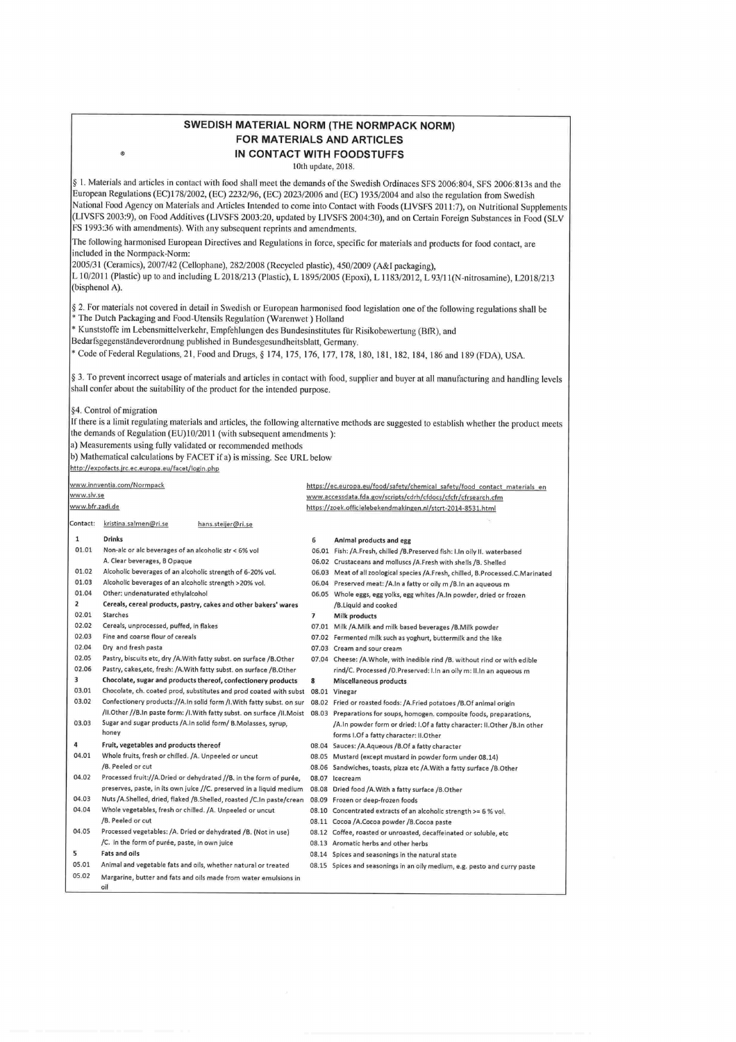# SWEDISH MATERIAL NORM (THE NORMPACK NORM) FOR MATERIALS AND ARTICLES IN CONTACT WITH FOODSTUFFS

®

10th update, 2018.

§ 1. Materials and articles in contact with food shall meet the demands of the Swedish Ordinaces SFS 2006:804, SFS 2006:813s and the European Regulations (EC)178/2002, (EC) 2232/96, (EC) 2023/2006 and (EC) 1935/2004 and also the regulation from Swedish National Food Agency on Materials and Articles Intended to come into Contact with Foods (LIVSFS 2011:7), on Nutritional Supplements (LIVSFS 2003:9), on Food Additives (LIVSFS 2003:20, updated by LIVSFS 2004:30), and on Certain Foreign Substances in Food (SLV FS 1993:36 with amendments). With any subsequent reprints and amendments.

The following harmonised European Directives and Regulations in force, specific for materials and products for food contact, are included in the Normpack-Norm:
2005/31 (Ceramics), 2007/42 (Cellophane), 282/2008 (Recycled plastic), 450/2009 (A&I packaging),
L 10/2011 (Plastic) up to and including L 2018/213 (Plastic), L 1895/2005 (Epoxi), L 1183/2012, L 93/11(N-nitrosamine), L2018/213 (bisphenol A).

§ 2. For materials not covered in detail in Swedish or European harmonised food legislation one of the following regulations shall be
* The Dutch Packaging and Food-Utensils Regulation (Warenwet ) Holland
* Kunststoffe im Lebensmittelverkehr, Empfehlungen des Bundesinstitutes für Risikobewertung (BfR), and Bedarfsgegenständeverordnung published in Bundesgesundheitsblatt, Germany.
* Code of Federal Regulations, 21, Food and Drugs, § 174, 175, 176, 177, 178, 180, 181, 182, 184, 186 and 189 (FDA), USA.

§ 3. To prevent incorrect usage of materials and articles in contact with food, supplier and buyer at all manufacturing and handling levels shall confer about the suitability of the product for the intended purpose.

§4. Control of migration
If there is a limit regulating materials and articles, the following alternative methods are suggested to establish whether the product meets the demands of Regulation (EU)10/2011 (with subsequent amendments ):
a) Measurements using fully validated or recommended methods
b) Mathematical calculations by FACET if a) is missing. See URL below
http://expofacts.jrc.ec.europa.eu/facet/login.php

www.innventia.com/Normpack
www.slv.se
www.bfr.zadi.de

https://ec.europa.eu/food/safety/chemical_safety/food_contact_materials_en
www.accessdata.fda.gov/scripts/cdrh/cfdocs/cfcfr/cfrsearch.cfm
https://zoek.officielebekendmakingen.nl/stcrt-2014-8531.html

Contact: kristina.salmen@ri.se hans.steijer@ri.se

| | |
|---|---|
| **1** | **Drinks** |
| 01.01 | Non-alc or alc beverages of an alcoholic str < 6% vol A. Clear beverages, B Opaque |
| 01.02 | Alcoholic beverages of an alcoholic strength of 6-20% vol. |
| 01.03 | Alcoholic beverages of an alcoholic strength >20% vol. |
| 01.04 | Other: undenaturated ethylalcohol |
| **2** | **Cereals, cereal products, pastry, cakes and other bakers' wares** |
| 02.01 | Starches |
| 02.02 | Cereals, unprocessed, puffed, in flakes |
| 02.03 | Fine and coarse flour of cereals |
| 02.04 | Dry and fresh pasta |
| 02.05 | Pastry, biscuits etc, dry /A.With fatty subst. on surface /B.Other |
| 02.06 | Pastry, cakes,etc, fresh: /A.With fatty subst. on surface /B.Other |
| **3** | **Chocolate, sugar and products thereof, confectionery products** |
| 03.01 | Chocolate, ch. coated prod, substitutes and prod coated with subst |
| 03.02 | Confectionery products://A.In solid form /I.With fatty subst. on sur /II.Other //B.In paste form: /I.With fatty subst. on surface /II.Moist |
| 03.03 | Sugar and sugar products /A.In solid form/ B.Molasses, syrup, honey |
| **4** | **Fruit, vegetables and products thereof** |
| 04.01 | Whole fruits, fresh or chilled. /A. Unpeeled or uncut /B. Peeled or cut |
| 04.02 | Processed fruit://A.Dried or dehydrated //B. in the form of purée, preserves, paste, in its own juice //C. preserved in a liquid medium |
| 04.03 | Nuts /A.Shelled, dried, flaked /B.Shelled, roasted /C.In paste/crean |
| 04.04 | Whole vegetables, fresh or chilled. /A. Unpeeled or uncut /B. Peeled or cut |
| 04.05 | Processed vegetables: /A. Dried or dehydrated /B. (Not in use) /C. in the form of purée, paste, in own juice |
| **5** | **Fats and oils** |
| 05.01 | Animal and vegetable fats and oils, whether natural or treated |
| 05.02 | Margarine, butter and fats and oils made from water emulsions in oil |
| **6** | **Animal products and egg** |
| 06.01 | Fish: /A.Fresh, chilled /B.Preserved fish: I.In oily II. waterbased |
| 06.02 | Crustaceans and molluscs /A.Fresh with shells /B. Shelled |
| 06.03 | Meat of all zoological species /A.Fresh, chilled, B.Processed.C.Marinated |
| 06.04 | Preserved meat: /A.In a fatty or oily m /B.In an aqueous m |
| 06.05 | Whole eggs, egg yolks, egg whites /A.In powder, dried or frozen /B.Liquid and cooked |
| **7** | **Milk products** |
| 07.01 | Milk /A.Milk and milk based beverages /B.Milk powder |
| 07.02 | Fermented milk such as yoghurt, buttermilk and the like |
| 07.03 | Cream and sour cream |
| 07.04 | Cheese: /A.Whole, with inedible rind /B. without rind or with edible rind/C. Processed /D.Preserved: I.In an oily m: II.In an aqueous m |
| **8** | **Miscellaneous products** |
| 08.01 | Vinegar |
| 08.02 | Fried or roasted foods: /A.Fried potatoes /B.Of animal origin |
| 08.03 | Preparations for soups, homogen. composite foods, preparations, /A.In powder form or dried: I.Of a fatty character: II.Other /B.In other forms I.Of a fatty character: II.Other |
| 08.04 | Sauces: /A.Aqueous /B.Of a fatty character |
| 08.05 | Mustard (except mustard in powder form under 08.14) |
| 08.06 | Sandwiches, toasts, pizza etc /A.With a fatty surface /B.Other |
| 08.07 | Icecream |
| 08.08 | Dried food /A.With a fatty surface /B.Other |
| 08.09 | Frozen or deep-frozen foods |
| 08.10 | Concentrated extracts of an alcoholic strength >= 6 % vol. |
| 08.11 | Cocoa /A.Cocoa powder /B.Cocoa paste |
| 08.12 | Coffee, roasted or unroasted, decaffeinated or soluble, etc |
| 08.13 | Aromatic herbs and other herbs |
| 08.14 | Spices and seasonings in the natural state |
| 08.15 | Spices and seasonings in an oily medium, e.g. pesto and curry paste |